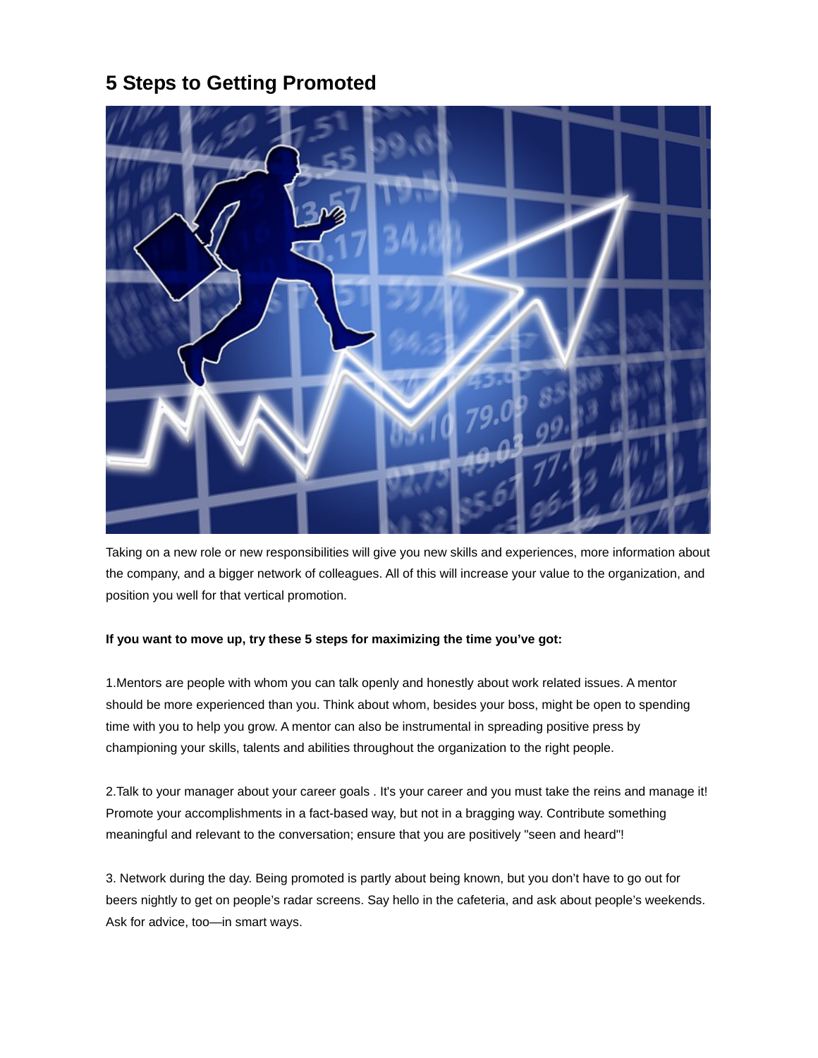# 5 Steps to Getting Promoted

Taking on a new role or new responsibilities will give you new skills and experiences, more information about the company, and a bigger network of colleagues. All of this will increase your value to the organization, and position you well for that vertical promotion.

**If you want to move up, try these 5 steps for maximizing the time you've got:**

1.Mentors are people with whom you can talk openly and honestly about work related issues. A mentor should be more experienced than you. Think about whom, besides your boss, might be open to spending time with you to help you grow. A mentor can also be instrumental in spreading positive press by championing your skills, talents and abilities throughout the organization to the right people.

2.Talk to your manager about your career goals . It's your career and you must take the reins and manage it! Promote your accomplishments in a fact-based way, but not in a bragging way. Contribute something meaningful and relevant to the conversation; ensure that you are positively "seen and heard"!

3. Network during the day. Being promoted is partly about being known, but you don't have to go out for beers nightly to get on people's radar screens. Say hello in the cafeteria, and ask about people's weekends. Ask for advice, too—in smart ways.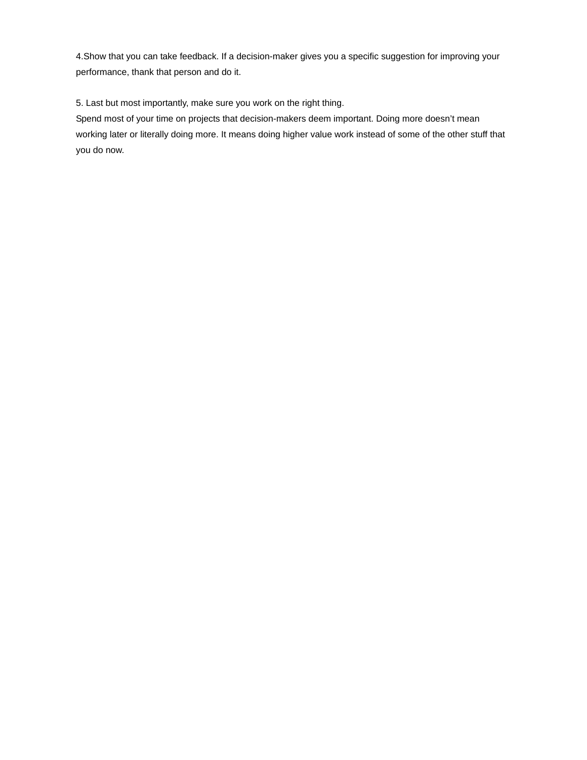4.Show that you can take feedback. If a decision-maker gives you a specific suggestion for improving your performance, thank that person and do it.

5. Last but most importantly, make sure you work on the right thing.
Spend most of your time on projects that decision-makers deem important. Doing more doesn't mean working later or literally doing more. It means doing higher value work instead of some of the other stuff that you do now.